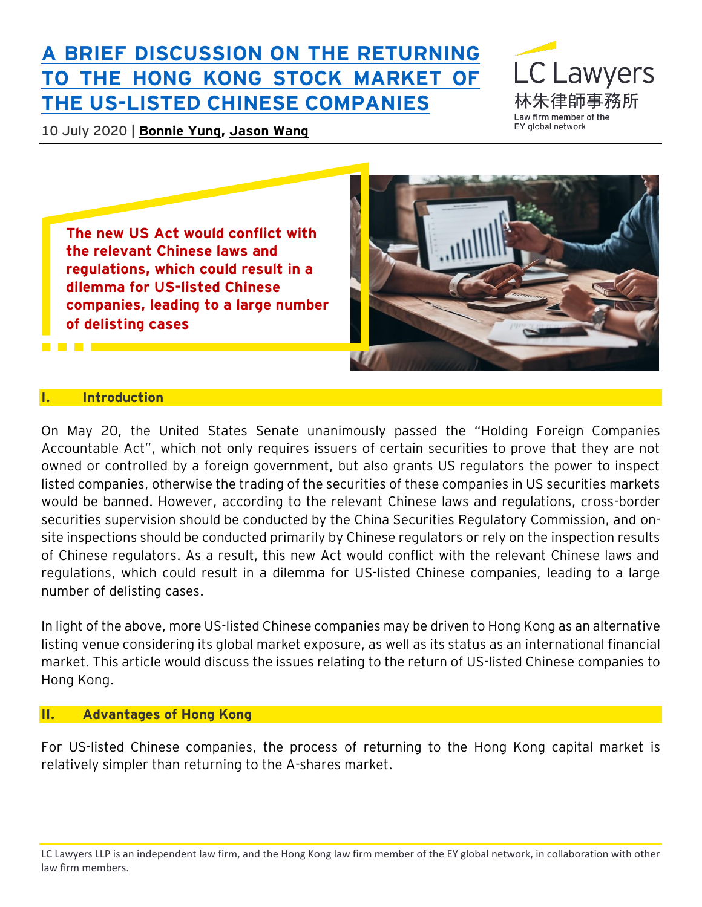# A BRIEF DISCUSSION ON THE RETURNING TO THE HONG KONG STOCK MARKET OF THE US-LISTED CHINESE COMPANIES

LC Lawyers
林朱律師事務所
Law firm member of the EY global network

10 July 2020 | **Bonnie Yung, Jason Wang**

**The new US Act would conflict with the relevant Chinese laws and regulations, which could result in a dilemma for US-listed Chinese companies, leading to a large number of delisting cases**

## I. Introduction

On May 20, the United States Senate unanimously passed the "Holding Foreign Companies Accountable Act", which not only requires issuers of certain securities to prove that they are not owned or controlled by a foreign government, but also grants US regulators the power to inspect listed companies, otherwise the trading of the securities of these companies in US securities markets would be banned. However, according to the relevant Chinese laws and regulations, cross-border securities supervision should be conducted by the China Securities Regulatory Commission, and on-site inspections should be conducted primarily by Chinese regulators or rely on the inspection results of Chinese regulators. As a result, this new Act would conflict with the relevant Chinese laws and regulations, which could result in a dilemma for US-listed Chinese companies, leading to a large number of delisting cases.

In light of the above, more US-listed Chinese companies may be driven to Hong Kong as an alternative listing venue considering its global market exposure, as well as its status as an international financial market. This article would discuss the issues relating to the return of US-listed Chinese companies to Hong Kong.

## II. Advantages of Hong Kong

For US-listed Chinese companies, the process of returning to the Hong Kong capital market is relatively simpler than returning to the A-shares market.

LC Lawyers LLP is an independent law firm, and the Hong Kong law firm member of the EY global network, in collaboration with other law firm members.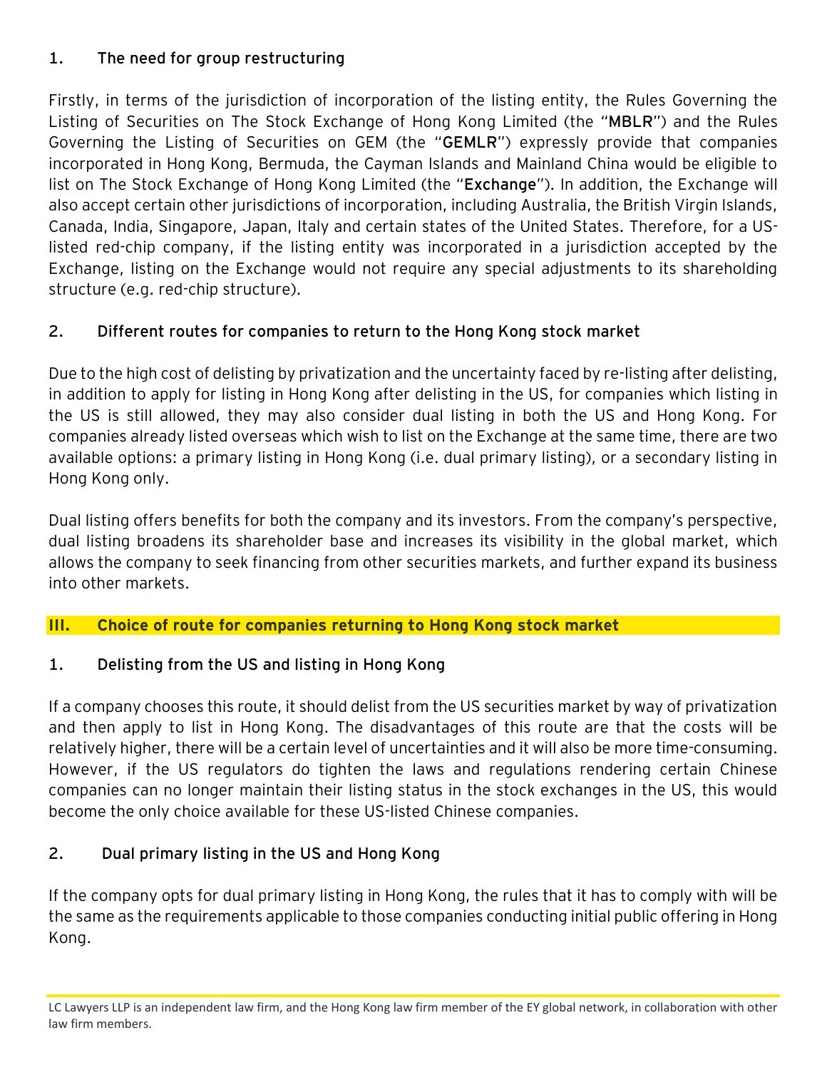### 1. The need for group restructuring

Firstly, in terms of the jurisdiction of incorporation of the listing entity, the Rules Governing the Listing of Securities on The Stock Exchange of Hong Kong Limited (the "**MBLR**") and the Rules Governing the Listing of Securities on GEM (the "**GEMLR**") expressly provide that companies incorporated in Hong Kong, Bermuda, the Cayman Islands and Mainland China would be eligible to list on The Stock Exchange of Hong Kong Limited (the "**Exchange**"). In addition, the Exchange will also accept certain other jurisdictions of incorporation, including Australia, the British Virgin Islands, Canada, India, Singapore, Japan, Italy and certain states of the United States. Therefore, for a US-listed red-chip company, if the listing entity was incorporated in a jurisdiction accepted by the Exchange, listing on the Exchange would not require any special adjustments to its shareholding structure (e.g. red-chip structure).

### 2. Different routes for companies to return to the Hong Kong stock market

Due to the high cost of delisting by privatization and the uncertainty faced by re-listing after delisting, in addition to apply for listing in Hong Kong after delisting in the US, for companies which listing in the US is still allowed, they may also consider dual listing in both the US and Hong Kong. For companies already listed overseas which wish to list on the Exchange at the same time, there are two available options: a primary listing in Hong Kong (i.e. dual primary listing), or a secondary listing in Hong Kong only.

Dual listing offers benefits for both the company and its investors. From the company's perspective, dual listing broadens its shareholder base and increases its visibility in the global market, which allows the company to seek financing from other securities markets, and further expand its business into other markets.

## III. Choice of route for companies returning to Hong Kong stock market

### 1. Delisting from the US and listing in Hong Kong

If a company chooses this route, it should delist from the US securities market by way of privatization and then apply to list in Hong Kong. The disadvantages of this route are that the costs will be relatively higher, there will be a certain level of uncertainties and it will also be more time-consuming. However, if the US regulators do tighten the laws and regulations rendering certain Chinese companies can no longer maintain their listing status in the stock exchanges in the US, this would become the only choice available for these US-listed Chinese companies.

### 2. Dual primary listing in the US and Hong Kong

If the company opts for dual primary listing in Hong Kong, the rules that it has to comply with will be the same as the requirements applicable to those companies conducting initial public offering in Hong Kong.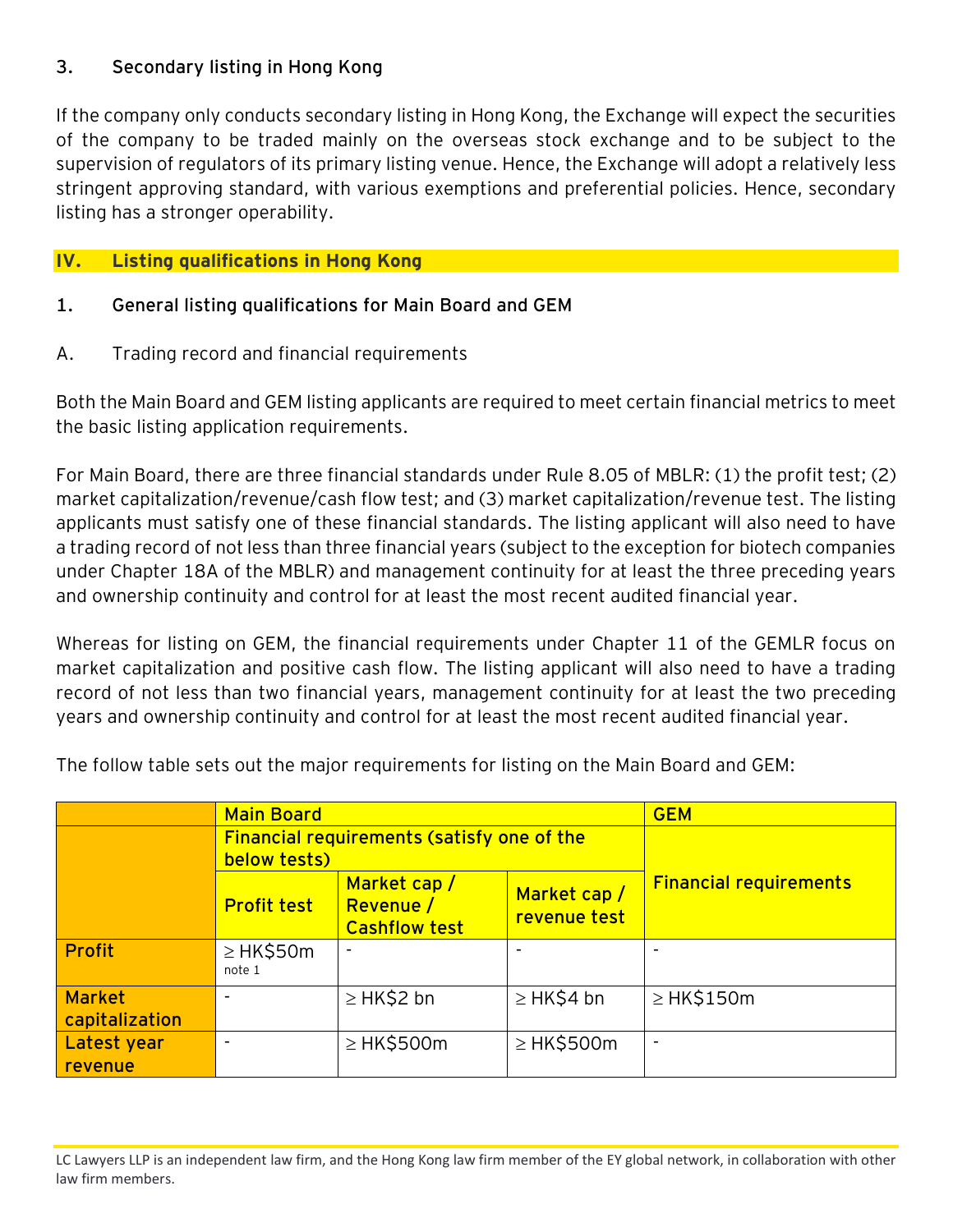### 3. Secondary listing in Hong Kong

If the company only conducts secondary listing in Hong Kong, the Exchange will expect the securities of the company to be traded mainly on the overseas stock exchange and to be subject to the supervision of regulators of its primary listing venue. Hence, the Exchange will adopt a relatively less stringent approving standard, with various exemptions and preferential policies. Hence, secondary listing has a stronger operability.

## IV. Listing qualifications in Hong Kong

### 1. General listing qualifications for Main Board and GEM

A. Trading record and financial requirements

Both the Main Board and GEM listing applicants are required to meet certain financial metrics to meet the basic listing application requirements.

For Main Board, there are three financial standards under Rule 8.05 of MBLR: (1) the profit test; (2) market capitalization/revenue/cash flow test; and (3) market capitalization/revenue test. The listing applicants must satisfy one of these financial standards. The listing applicant will also need to have a trading record of not less than three financial years (subject to the exception for biotech companies under Chapter 18A of the MBLR) and management continuity for at least the three preceding years and ownership continuity and control for at least the most recent audited financial year.

Whereas for listing on GEM, the financial requirements under Chapter 11 of the GEMLR focus on market capitalization and positive cash flow. The listing applicant will also need to have a trading record of not less than two financial years, management continuity for at least the two preceding years and ownership continuity and control for at least the most recent audited financial year.

The follow table sets out the major requirements for listing on the Main Board and GEM:

| | Main Board | | | GEM |
|---|---|---|---|---|
| | Financial requirements (satisfy one of the below tests) | | | Financial requirements |
| | Profit test | Market cap / Revenue / Cashflow test | Market cap / revenue test | |
| **Profit** | ≥ HK$50m note 1 | - | - | - |
| **Market capitalization** | - | ≥ HK$2 bn | ≥ HK$4 bn | ≥ HK$150m |
| **Latest year revenue** | - | ≥ HK$500m | ≥ HK$500m | - |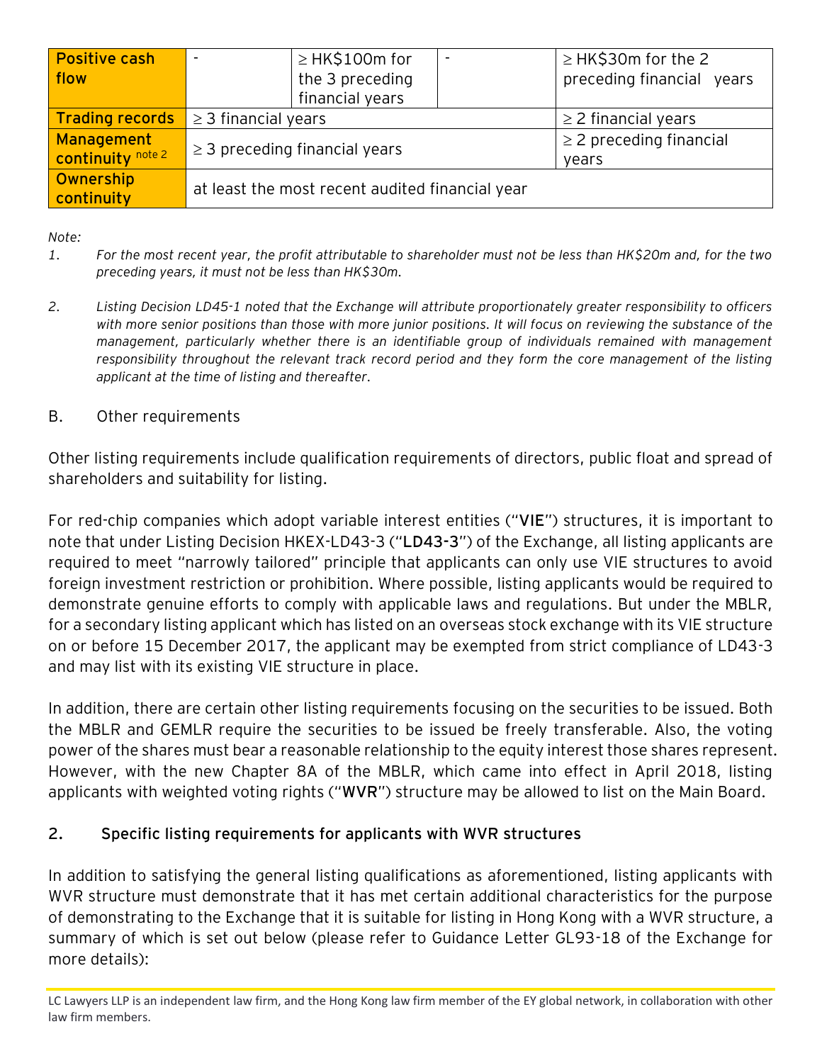| Positive cash flow | - | ≥ HK$100m for the 3 preceding financial years | - | ≥ HK$30m for the 2 preceding financial years |
| --- | --- | --- | --- | --- |
| Trading records | ≥ 3 financial years | | | ≥ 2 financial years |
| Management continuity [note 2] | ≥ 3 preceding financial years | | | ≥ 2 preceding financial years |
| Ownership continuity | at least the most recent audited financial year | | | |

*Note:*

1. *For the most recent year, the profit attributable to shareholder must not be less than HK$20m and, for the two preceding years, it must not be less than HK$30m.*

2. *Listing Decision LD45-1 noted that the Exchange will attribute proportionately greater responsibility to officers with more senior positions than those with more junior positions. It will focus on reviewing the substance of the management, particularly whether there is an identifiable group of individuals remained with management responsibility throughout the relevant track record period and they form the core management of the listing applicant at the time of listing and thereafter.*

B. Other requirements

Other listing requirements include qualification requirements of directors, public float and spread of shareholders and suitability for listing.

For red-chip companies which adopt variable interest entities ("**VIE**") structures, it is important to note that under Listing Decision HKEX-LD43-3 ("**LD43-3**") of the Exchange, all listing applicants are required to meet "narrowly tailored" principle that applicants can only use VIE structures to avoid foreign investment restriction or prohibition. Where possible, listing applicants would be required to demonstrate genuine efforts to comply with applicable laws and regulations. But under the MBLR, for a secondary listing applicant which has listed on an overseas stock exchange with its VIE structure on or before 15 December 2017, the applicant may be exempted from strict compliance of LD43-3 and may list with its existing VIE structure in place.

In addition, there are certain other listing requirements focusing on the securities to be issued. Both the MBLR and GEMLR require the securities to be issued be freely transferable. Also, the voting power of the shares must bear a reasonable relationship to the equity interest those shares represent. However, with the new Chapter 8A of the MBLR, which came into effect in April 2018, listing applicants with weighted voting rights ("**WVR**") structure may be allowed to list on the Main Board.

## 2. Specific listing requirements for applicants with WVR structures

In addition to satisfying the general listing qualifications as aforementioned, listing applicants with WVR structure must demonstrate that it has met certain additional characteristics for the purpose of demonstrating to the Exchange that it is suitable for listing in Hong Kong with a WVR structure, a summary of which is set out below (please refer to Guidance Letter GL93-18 of the Exchange for more details):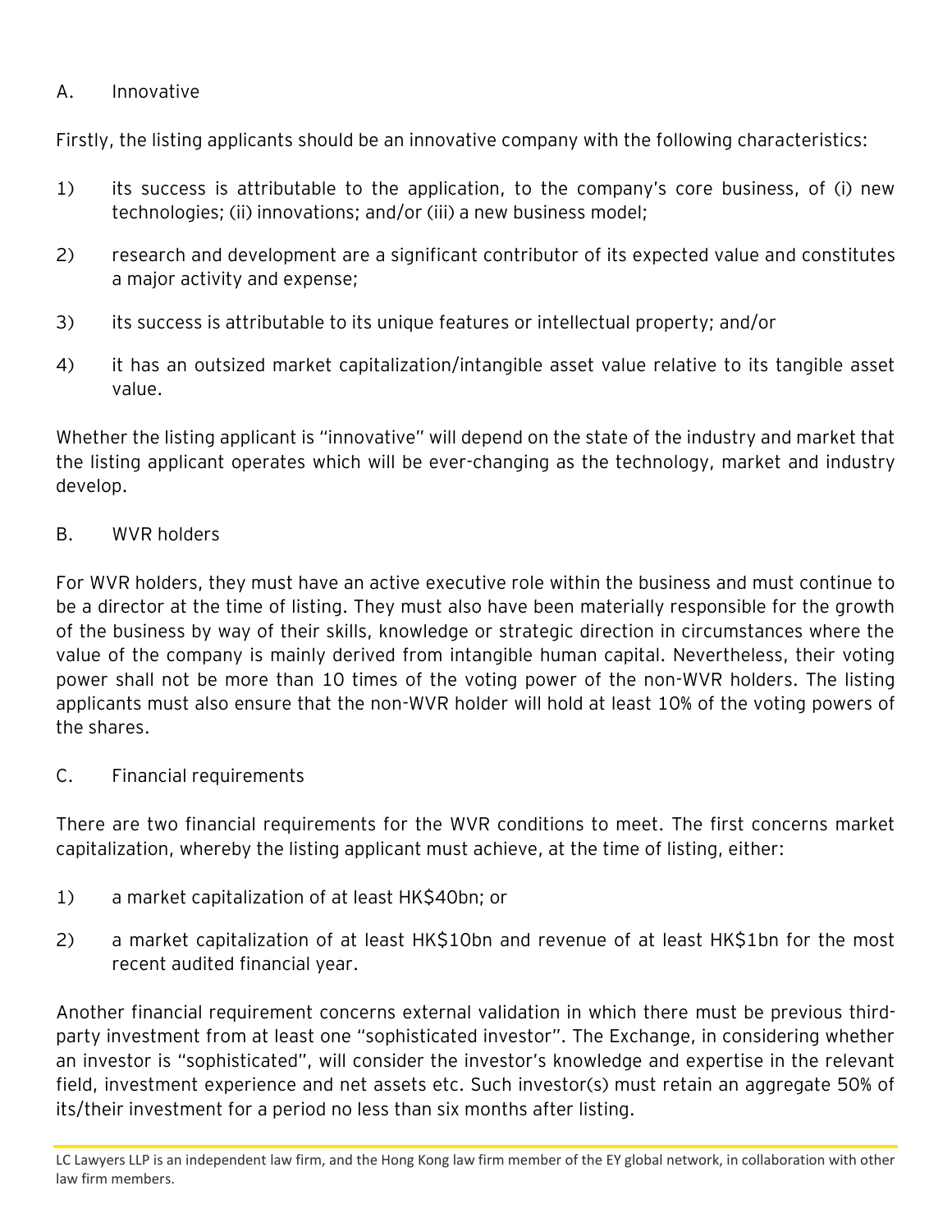### A. Innovative

Firstly, the listing applicants should be an innovative company with the following characteristics:

1) its success is attributable to the application, to the company's core business, of (i) new technologies; (ii) innovations; and/or (iii) a new business model;

2) research and development are a significant contributor of its expected value and constitutes a major activity and expense;

3) its success is attributable to its unique features or intellectual property; and/or

4) it has an outsized market capitalization/intangible asset value relative to its tangible asset value.

Whether the listing applicant is "innovative" will depend on the state of the industry and market that the listing applicant operates which will be ever-changing as the technology, market and industry develop.

### B. WVR holders

For WVR holders, they must have an active executive role within the business and must continue to be a director at the time of listing. They must also have been materially responsible for the growth of the business by way of their skills, knowledge or strategic direction in circumstances where the value of the company is mainly derived from intangible human capital. Nevertheless, their voting power shall not be more than 10 times of the voting power of the non-WVR holders. The listing applicants must also ensure that the non-WVR holder will hold at least 10% of the voting powers of the shares.

### C. Financial requirements

There are two financial requirements for the WVR conditions to meet. The first concerns market capitalization, whereby the listing applicant must achieve, at the time of listing, either:

1) a market capitalization of at least HK$40bn; or

2) a market capitalization of at least HK$10bn and revenue of at least HK$1bn for the most recent audited financial year.

Another financial requirement concerns external validation in which there must be previous third-party investment from at least one "sophisticated investor". The Exchange, in considering whether an investor is "sophisticated", will consider the investor's knowledge and expertise in the relevant field, investment experience and net assets etc. Such investor(s) must retain an aggregate 50% of its/their investment for a period no less than six months after listing.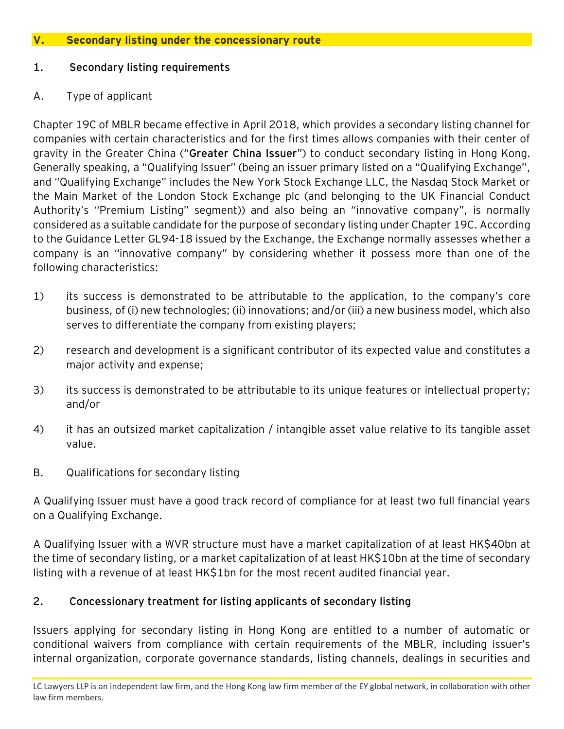## V. Secondary listing under the concessionary route

### 1. Secondary listing requirements

#### A. Type of applicant

Chapter 19C of MBLR became effective in April 2018, which provides a secondary listing channel for companies with certain characteristics and for the first times allows companies with their center of gravity in the Greater China ("**Greater China Issuer**") to conduct secondary listing in Hong Kong. Generally speaking, a "Qualifying Issuer" (being an issuer primary listed on a "Qualifying Exchange", and "Qualifying Exchange" includes the New York Stock Exchange LLC, the Nasdaq Stock Market or the Main Market of the London Stock Exchange plc (and belonging to the UK Financial Conduct Authority's "Premium Listing" segment)) and also being an "innovative company", is normally considered as a suitable candidate for the purpose of secondary listing under Chapter 19C. According to the Guidance Letter GL94-18 issued by the Exchange, the Exchange normally assesses whether a company is an "innovative company" by considering whether it possess more than one of the following characteristics:

1) its success is demonstrated to be attributable to the application, to the company's core business, of (i) new technologies; (ii) innovations; and/or (iii) a new business model, which also serves to differentiate the company from existing players;

2) research and development is a significant contributor of its expected value and constitutes a major activity and expense;

3) its success is demonstrated to be attributable to its unique features or intellectual property; and/or

4) it has an outsized market capitalization / intangible asset value relative to its tangible asset value.

#### B. Qualifications for secondary listing

A Qualifying Issuer must have a good track record of compliance for at least two full financial years on a Qualifying Exchange.

A Qualifying Issuer with a WVR structure must have a market capitalization of at least HK$40bn at the time of secondary listing, or a market capitalization of at least HK$10bn at the time of secondary listing with a revenue of at least HK$1bn for the most recent audited financial year.

### 2. Concessionary treatment for listing applicants of secondary listing

Issuers applying for secondary listing in Hong Kong are entitled to a number of automatic or conditional waivers from compliance with certain requirements of the MBLR, including issuer's internal organization, corporate governance standards, listing channels, dealings in securities and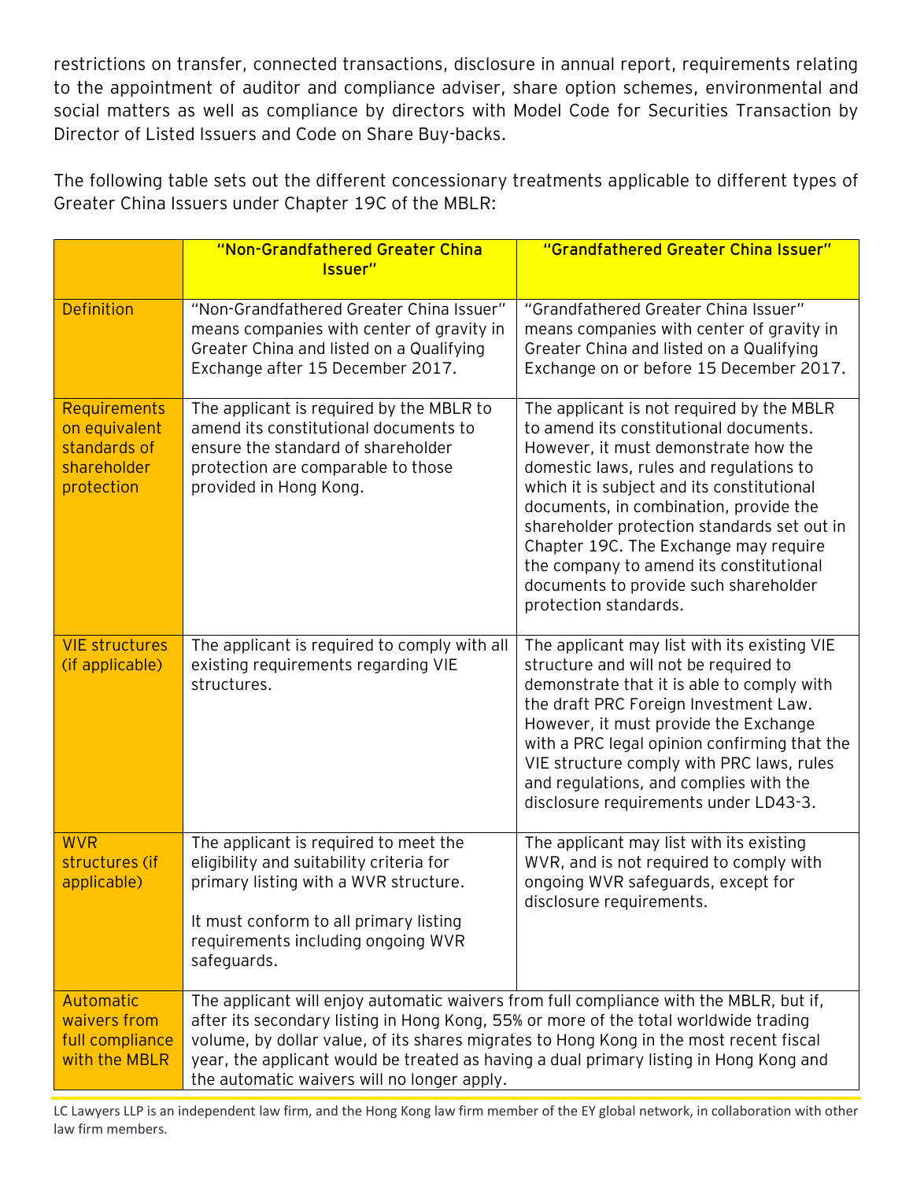restrictions on transfer, connected transactions, disclosure in annual report, requirements relating to the appointment of auditor and compliance adviser, share option schemes, environmental and social matters as well as compliance by directors with Model Code for Securities Transaction by Director of Listed Issuers and Code on Share Buy-backs.

The following table sets out the different concessionary treatments applicable to different types of Greater China Issuers under Chapter 19C of the MBLR:

| | **"Non-Grandfathered Greater China Issuer"** | **"Grandfathered Greater China Issuer"** |
|---|---|---|
| Definition | "Non-Grandfathered Greater China Issuer" means companies with center of gravity in Greater China and listed on a Qualifying Exchange after 15 December 2017. | "Grandfathered Greater China Issuer" means companies with center of gravity in Greater China and listed on a Qualifying Exchange on or before 15 December 2017. |
| Requirements on equivalent standards of shareholder protection | The applicant is required by the MBLR to amend its constitutional documents to ensure the standard of shareholder protection are comparable to those provided in Hong Kong. | The applicant is not required by the MBLR to amend its constitutional documents. However, it must demonstrate how the domestic laws, rules and regulations to which it is subject and its constitutional documents, in combination, provide the shareholder protection standards set out in Chapter 19C. The Exchange may require the company to amend its constitutional documents to provide such shareholder protection standards. |
| VIE structures (if applicable) | The applicant is required to comply with all existing requirements regarding VIE structures. | The applicant may list with its existing VIE structure and will not be required to demonstrate that it is able to comply with the draft PRC Foreign Investment Law. However, it must provide the Exchange with a PRC legal opinion confirming that the VIE structure comply with PRC laws, rules and regulations, and complies with the disclosure requirements under LD43-3. |
| WVR structures (if applicable) | The applicant is required to meet the eligibility and suitability criteria for primary listing with a WVR structure.<br><br>It must conform to all primary listing requirements including ongoing WVR safeguards. | The applicant may list with its existing WVR, and is not required to comply with ongoing WVR safeguards, except for disclosure requirements. |
| Automatic waivers from full compliance with the MBLR | The applicant will enjoy automatic waivers from full compliance with the MBLR, but if, after its secondary listing in Hong Kong, 55% or more of the total worldwide trading volume, by dollar value, of its shares migrates to Hong Kong in the most recent fiscal year, the applicant would be treated as having a dual primary listing in Hong Kong and the automatic waivers will no longer apply. | |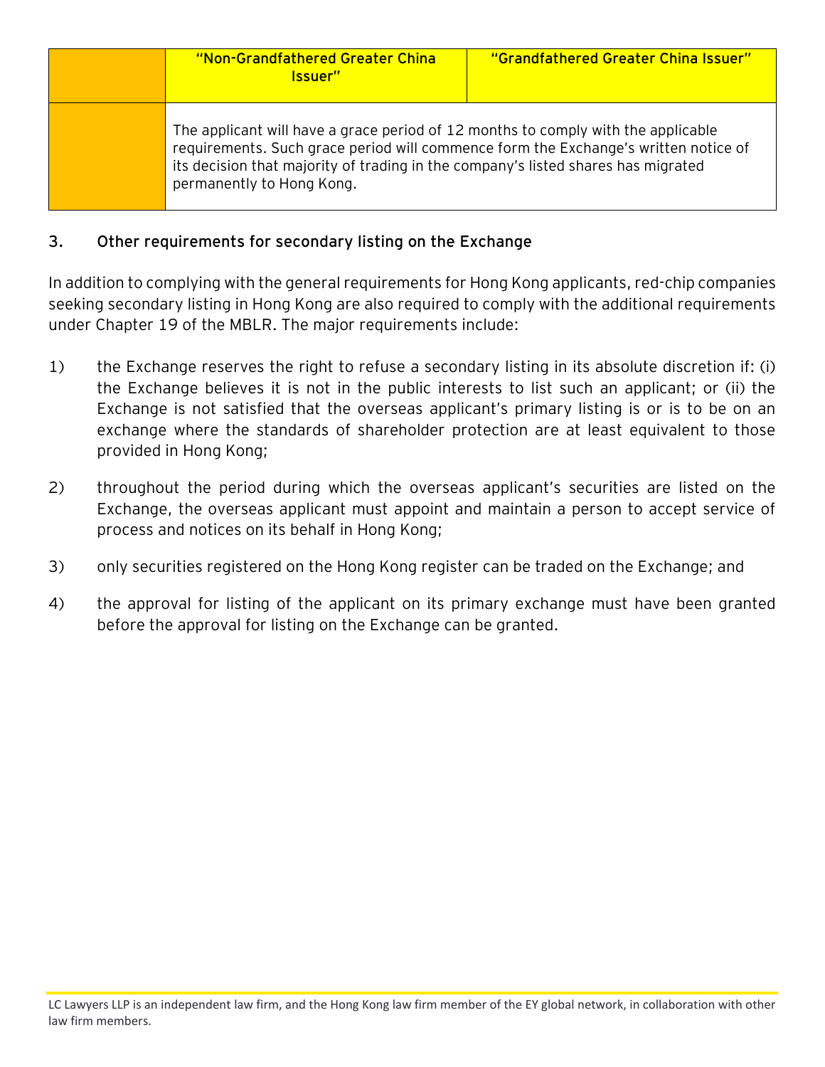| | "Non-Grandfathered Greater China Issuer" | "Grandfathered Greater China Issuer" |
|---|---|---|
| | The applicant will have a grace period of 12 months to comply with the applicable requirements. Such grace period will commence form the Exchange's written notice of its decision that majority of trading in the company's listed shares has migrated permanently to Hong Kong. | |

## 3. Other requirements for secondary listing on the Exchange

In addition to complying with the general requirements for Hong Kong applicants, red-chip companies seeking secondary listing in Hong Kong are also required to comply with the additional requirements under Chapter 19 of the MBLR. The major requirements include:

1) the Exchange reserves the right to refuse a secondary listing in its absolute discretion if: (i) the Exchange believes it is not in the public interests to list such an applicant; or (ii) the Exchange is not satisfied that the overseas applicant's primary listing is or is to be on an exchange where the standards of shareholder protection are at least equivalent to those provided in Hong Kong;

2) throughout the period during which the overseas applicant's securities are listed on the Exchange, the overseas applicant must appoint and maintain a person to accept service of process and notices on its behalf in Hong Kong;

3) only securities registered on the Hong Kong register can be traded on the Exchange; and

4) the approval for listing of the applicant on its primary exchange must have been granted before the approval for listing on the Exchange can be granted.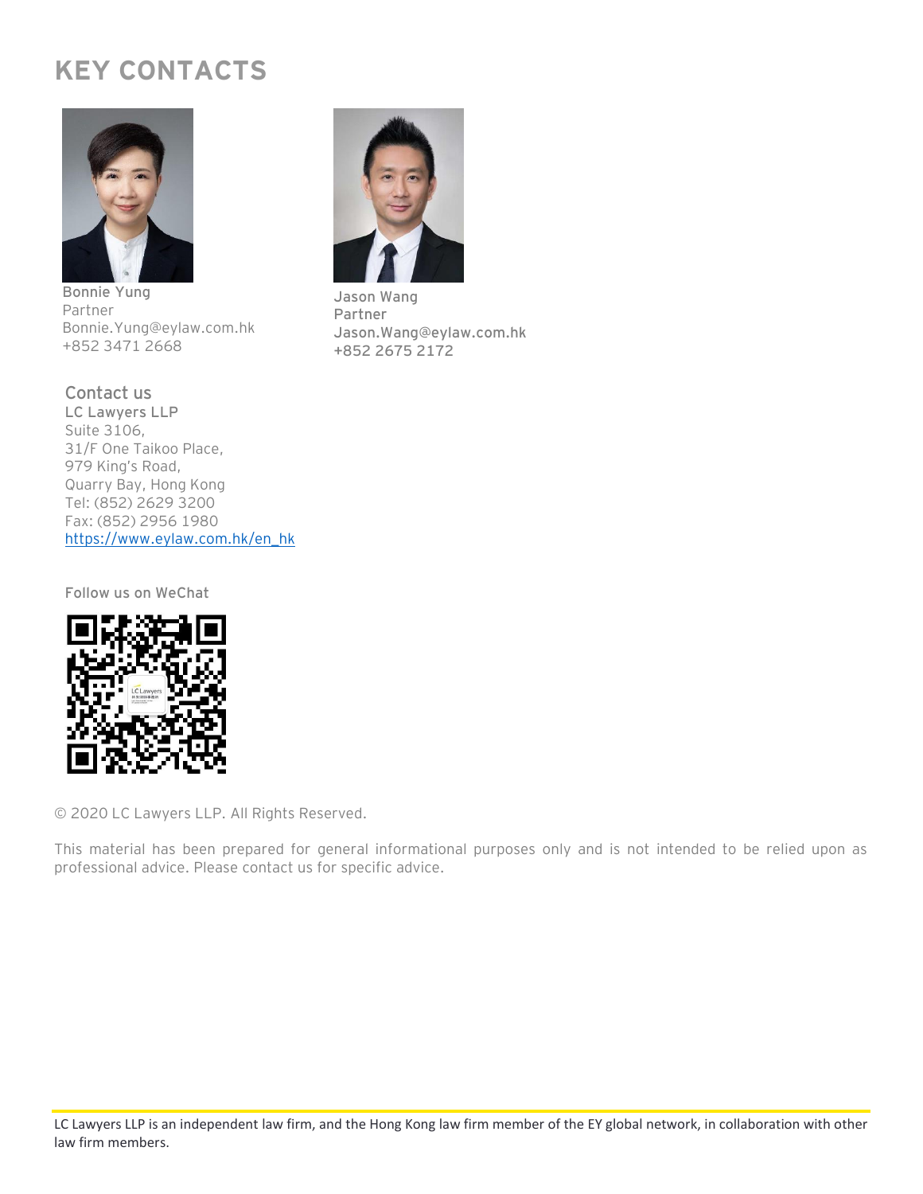# KEY CONTACTS

Bonnie Yung
Partner
Bonnie.Yung@eylaw.com.hk
+852 3471 2668

Jason Wang
Partner
Jason.Wang@eylaw.com.hk
+852 2675 2172

Contact us
**LC Lawyers LLP**
Suite 3106,
31/F One Taikoo Place,
979 King's Road,
Quarry Bay, Hong Kong
Tel: (852) 2629 3200
Fax: (852) 2956 1980
[https://www.eylaw.com.hk/en_hk](https://www.eylaw.com.hk/en_hk)

Follow us on WeChat

© 2020 LC Lawyers LLP. All Rights Reserved.

This material has been prepared for general informational purposes only and is not intended to be relied upon as professional advice. Please contact us for specific advice.

LC Lawyers LLP is an independent law firm, and the Hong Kong law firm member of the EY global network, in collaboration with other law firm members.